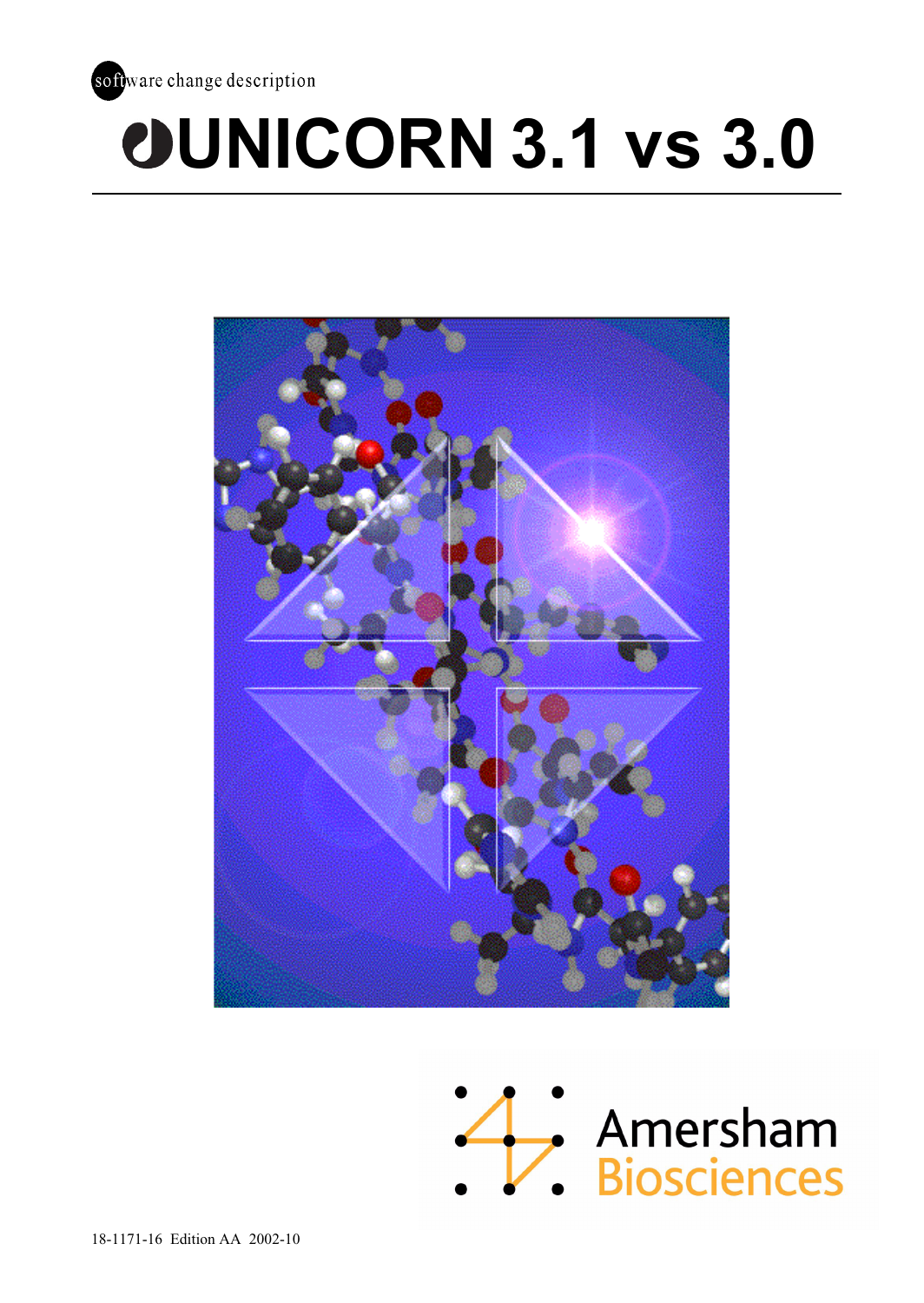software change description

# UNICORN 3.1 vs 3.0

Amersham Biosciences

18-1171-16 Edition AA 2002-10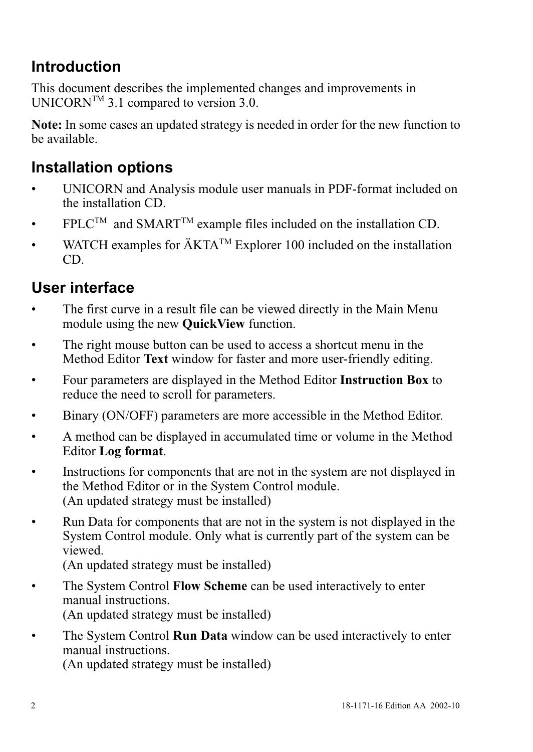## Introduction

This document describes the implemented changes and improvements in UNICORN™ 3.1 compared to version 3.0.

**Note:** In some cases an updated strategy is needed in order for the new function to be available.

## Installation options

- UNICORN and Analysis module user manuals in PDF-format included on the installation CD.
- FPLC™ and SMART™ example files included on the installation CD.
- WATCH examples for ÄKTA™ Explorer 100 included on the installation CD.

## User interface

- The first curve in a result file can be viewed directly in the Main Menu module using the new **QuickView** function.
- The right mouse button can be used to access a shortcut menu in the Method Editor **Text** window for faster and more user-friendly editing.
- Four parameters are displayed in the Method Editor **Instruction Box** to reduce the need to scroll for parameters.
- Binary (ON/OFF) parameters are more accessible in the Method Editor.
- A method can be displayed in accumulated time or volume in the Method Editor **Log format**.
- Instructions for components that are not in the system are not displayed in the Method Editor or in the System Control module.
  (An updated strategy must be installed)
- Run Data for components that are not in the system is not displayed in the System Control module. Only what is currently part of the system can be viewed.
  (An updated strategy must be installed)
- The System Control **Flow Scheme** can be used interactively to enter manual instructions.
  (An updated strategy must be installed)
- The System Control **Run Data** window can be used interactively to enter manual instructions.
  (An updated strategy must be installed)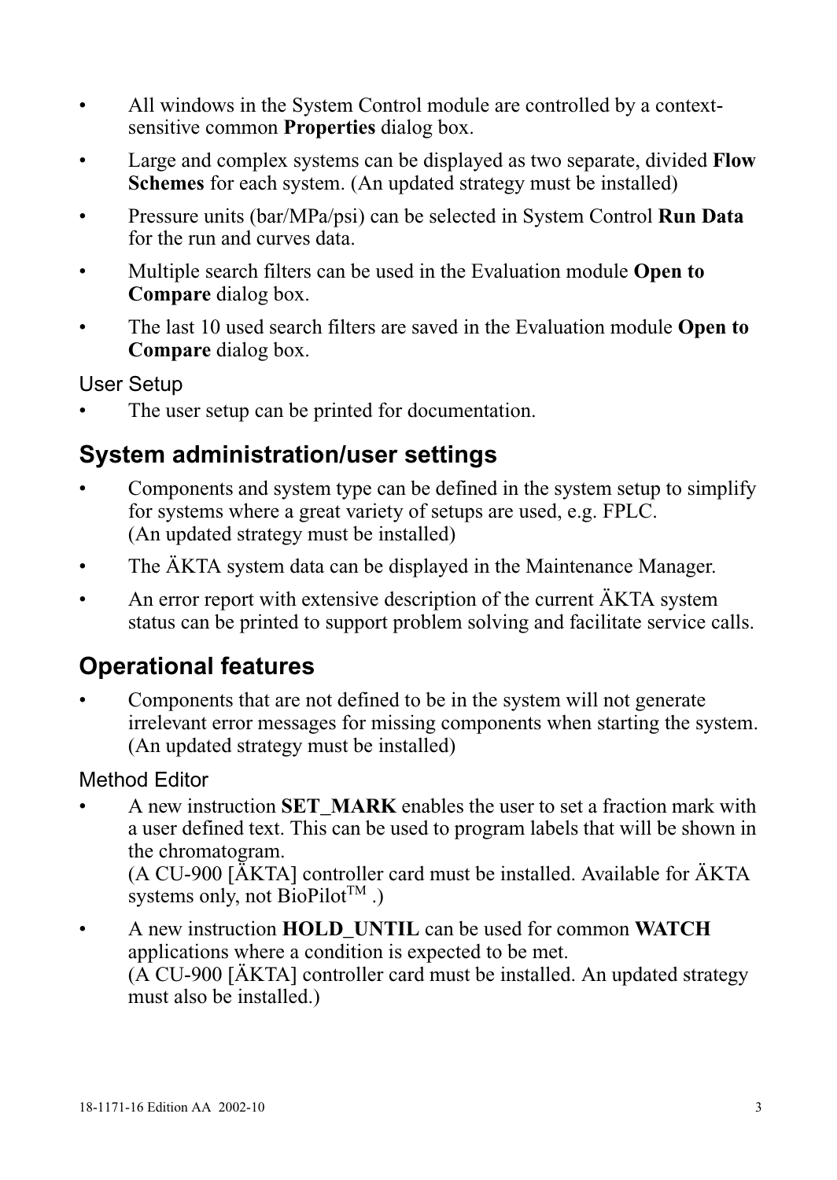- All windows in the System Control module are controlled by a context-sensitive common **Properties** dialog box.
- Large and complex systems can be displayed as two separate, divided **Flow Schemes** for each system. (An updated strategy must be installed)
- Pressure units (bar/MPa/psi) can be selected in System Control **Run Data** for the run and curves data.
- Multiple search filters can be used in the Evaluation module **Open to Compare** dialog box.
- The last 10 used search filters are saved in the Evaluation module **Open to Compare** dialog box.

### User Setup

- The user setup can be printed for documentation.

## System administration/user settings

- Components and system type can be defined in the system setup to simplify for systems where a great variety of setups are used, e.g. FPLC. (An updated strategy must be installed)
- The ÄKTA system data can be displayed in the Maintenance Manager.
- An error report with extensive description of the current ÄKTA system status can be printed to support problem solving and facilitate service calls.

## Operational features

- Components that are not defined to be in the system will not generate irrelevant error messages for missing components when starting the system. (An updated strategy must be installed)

### Method Editor

- A new instruction **SET_MARK** enables the user to set a fraction mark with a user defined text. This can be used to program labels that will be shown in the chromatogram.
  (A CU-900 [ÄKTA] controller card must be installed. Available for ÄKTA systems only, not BioPilot™ .)
- A new instruction **HOLD_UNTIL** can be used for common **WATCH** applications where a condition is expected to be met.
  (A CU-900 [ÄKTA] controller card must be installed. An updated strategy must also be installed.)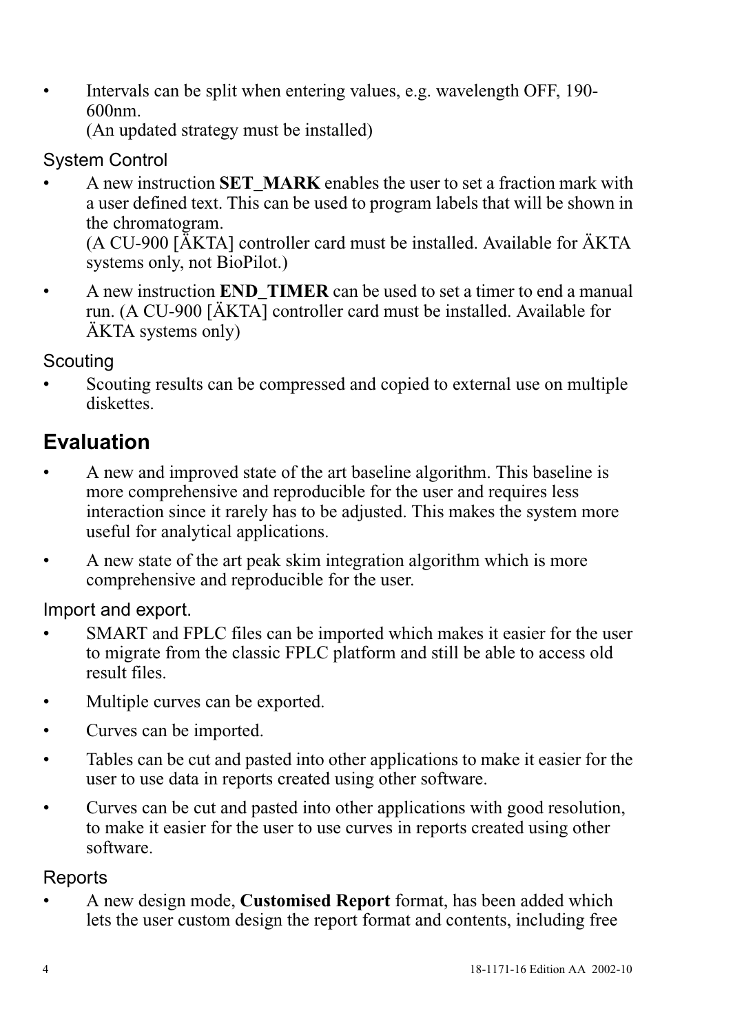- Intervals can be split when entering values, e.g. wavelength OFF, 190-600nm.
  (An updated strategy must be installed)

### System Control

- A new instruction **SET_MARK** enables the user to set a fraction mark with a user defined text. This can be used to program labels that will be shown in the chromatogram.
  (A CU-900 [ÄKTA] controller card must be installed. Available for ÄKTA systems only, not BioPilot.)
- A new instruction **END_TIMER** can be used to set a timer to end a manual run. (A CU-900 [ÄKTA] controller card must be installed. Available for ÄKTA systems only)

### Scouting

- Scouting results can be compressed and copied to external use on multiple diskettes.

## Evaluation

- A new and improved state of the art baseline algorithm. This baseline is more comprehensive and reproducible for the user and requires less interaction since it rarely has to be adjusted. This makes the system more useful for analytical applications.
- A new state of the art peak skim integration algorithm which is more comprehensive and reproducible for the user.

### Import and export.

- SMART and FPLC files can be imported which makes it easier for the user to migrate from the classic FPLC platform and still be able to access old result files.
- Multiple curves can be exported.
- Curves can be imported.
- Tables can be cut and pasted into other applications to make it easier for the user to use data in reports created using other software.
- Curves can be cut and pasted into other applications with good resolution, to make it easier for the user to use curves in reports created using other software.

### Reports

- A new design mode, **Customised Report** format, has been added which lets the user custom design the report format and contents, including free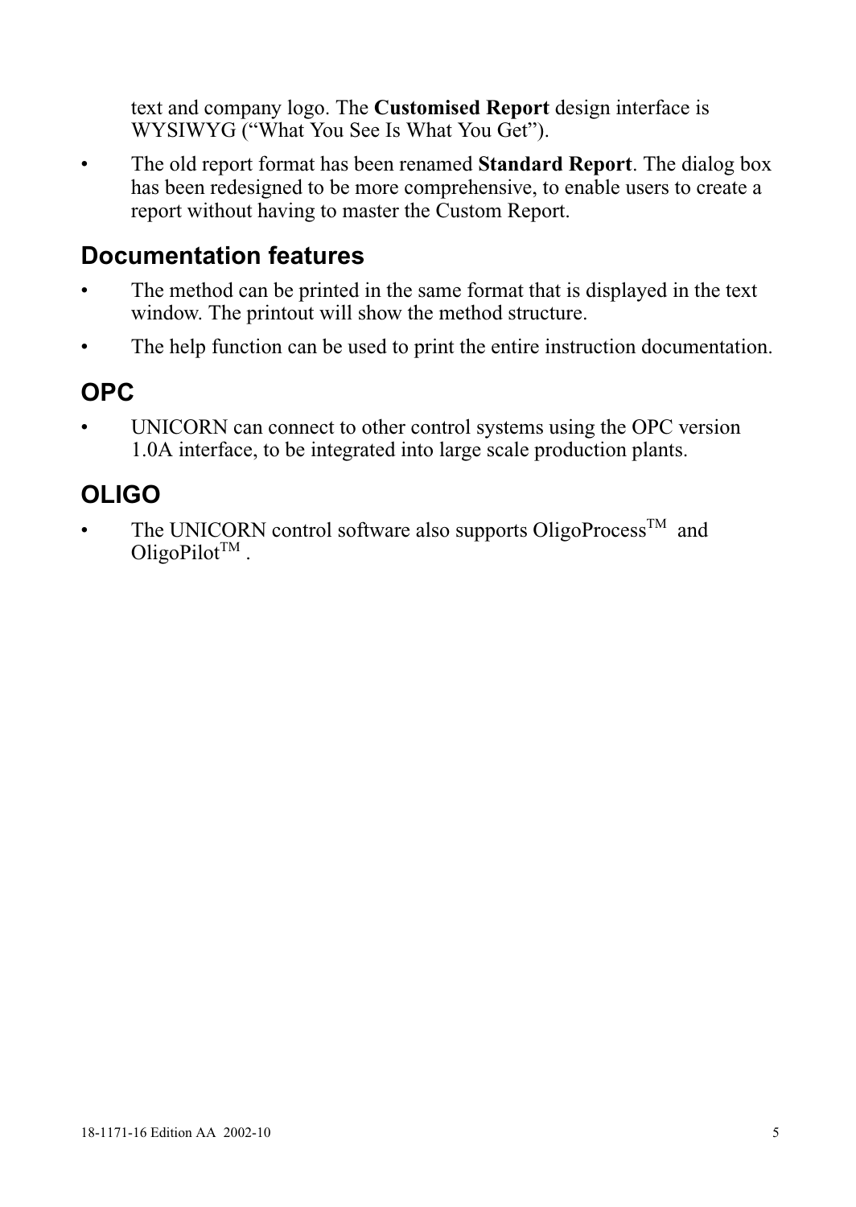text and company logo. The **Customised Report** design interface is WYSIWYG (“What You See Is What You Get”).

- The old report format has been renamed **Standard Report**. The dialog box has been redesigned to be more comprehensive, to enable users to create a report without having to master the Custom Report.

## Documentation features

- The method can be printed in the same format that is displayed in the text window. The printout will show the method structure.
- The help function can be used to print the entire instruction documentation.

## OPC

- UNICORN can connect to other control systems using the OPC version 1.0A interface, to be integrated into large scale production plants.

## OLIGO

- The UNICORN control software also supports OligoProcess™ and OligoPilot™ .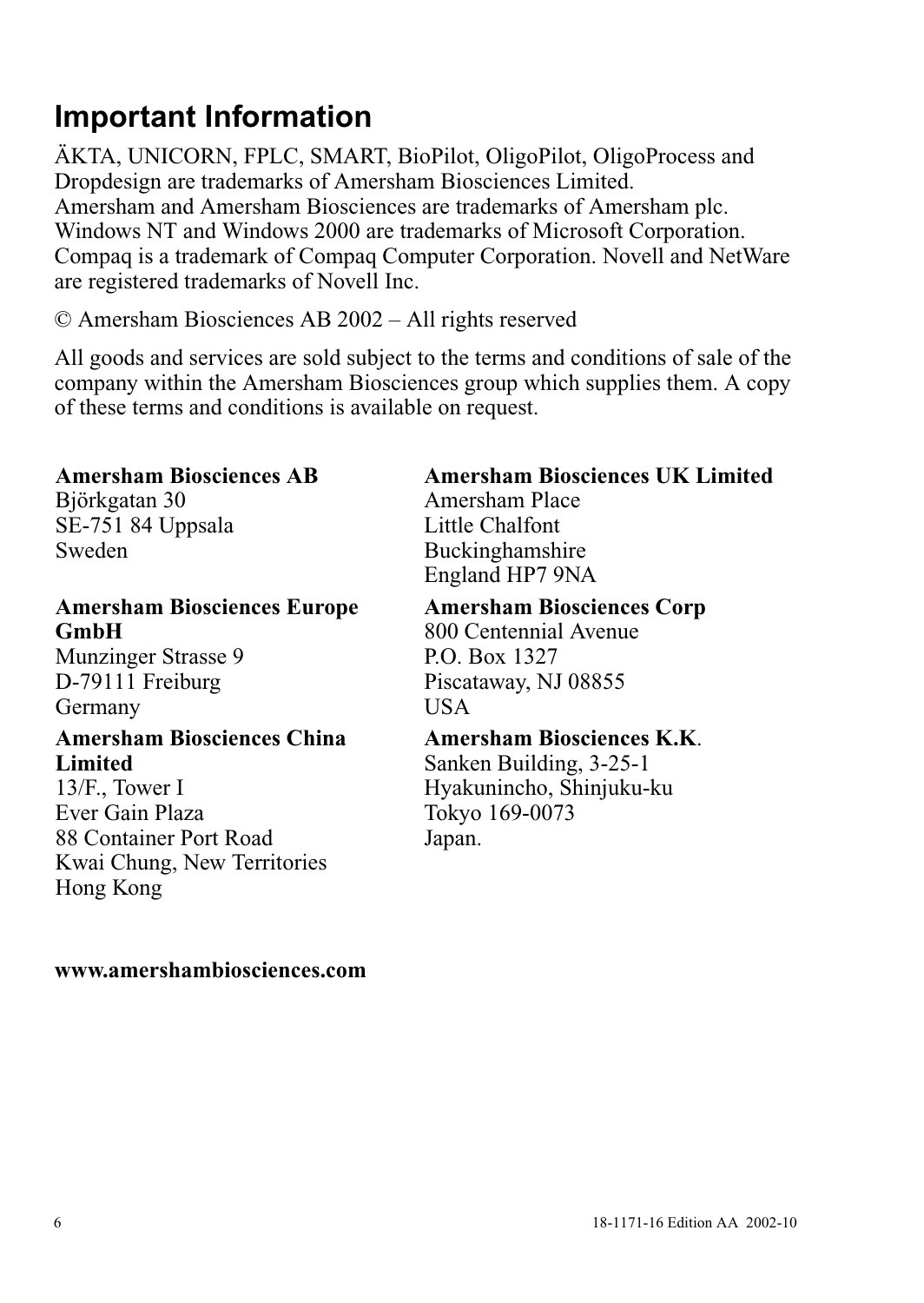## Important Information

ÄKTA, UNICORN, FPLC, SMART, BioPilot, OligoPilot, OligoProcess and Dropdesign are trademarks of Amersham Biosciences Limited.
Amersham and Amersham Biosciences are trademarks of Amersham plc.
Windows NT and Windows 2000 are trademarks of Microsoft Corporation.
Compaq is a trademark of Compaq Computer Corporation. Novell and NetWare are registered trademarks of Novell Inc.

© Amersham Biosciences AB 2002 – All rights reserved

All goods and services are sold subject to the terms and conditions of sale of the company within the Amersham Biosciences group which supplies them. A copy of these terms and conditions is available on request.

**Amersham Biosciences AB**
Björkgatan 30
SE-751 84 Uppsala
Sweden

**Amersham Biosciences Europe GmbH**
Munzinger Strasse 9
D-79111 Freiburg
Germany

**Amersham Biosciences China Limited**
13/F., Tower I
Ever Gain Plaza
88 Container Port Road
Kwai Chung, New Territories
Hong Kong

**Amersham Biosciences UK Limited**
Amersham Place
Little Chalfont
Buckinghamshire
England HP7 9NA

**Amersham Biosciences Corp**
800 Centennial Avenue
P.O. Box 1327
Piscataway, NJ 08855
USA

**Amersham Biosciences K.K**.
Sanken Building, 3-25-1
Hyakunincho, Shinjuku-ku
Tokyo 169-0073
Japan.

**www.amershambiosciences.com**

18-1171-16 Edition AA 2002-10